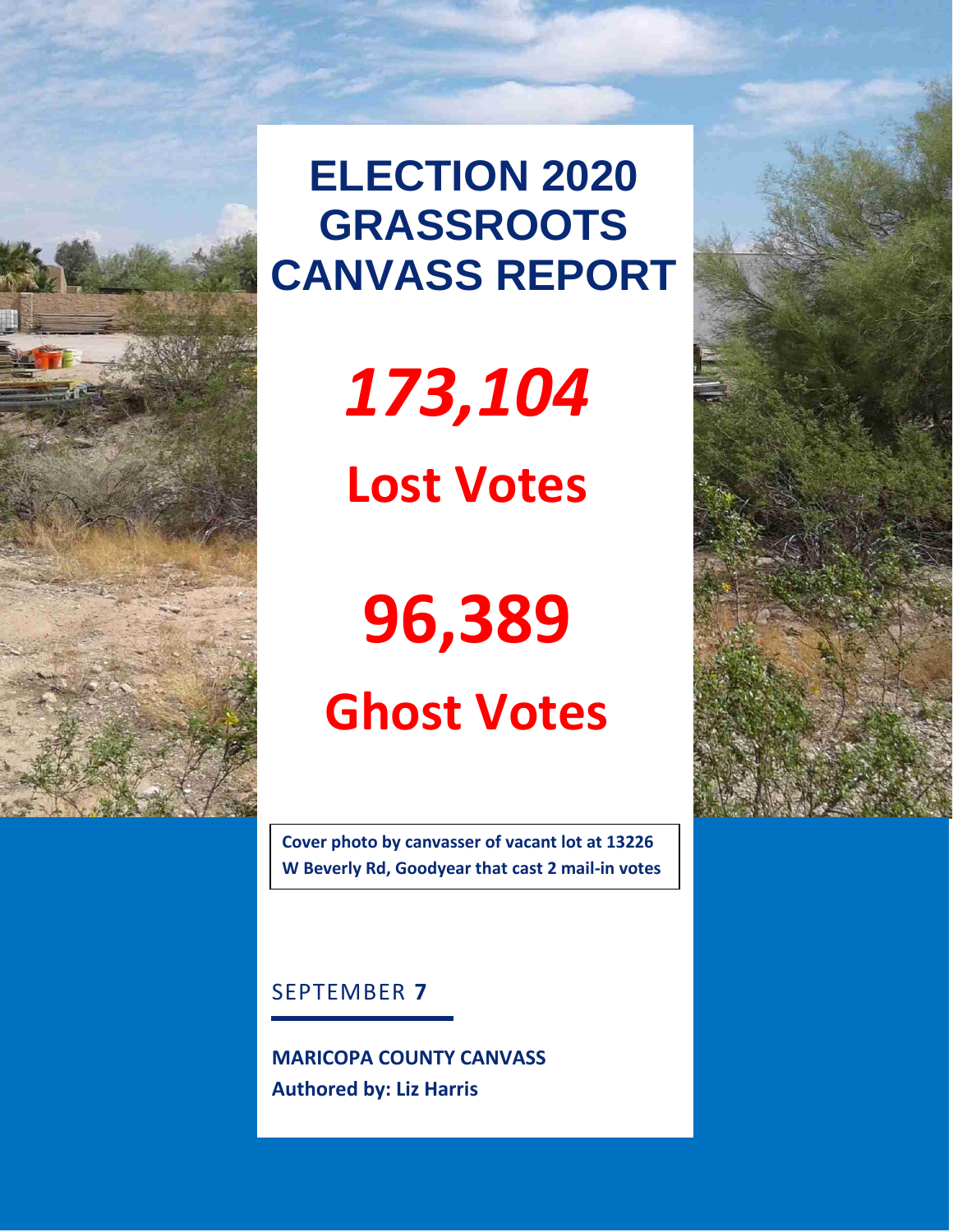# ELECTION 2020 GRASSROOTS CANVASS REPORT

## *173,104*

## Lost Votes

## 96,389

## Ghost Votes

**Cover photo by canvasser of vacant lot at 13226 W Beverly Rd, Goodyear that cast 2 mail-in votes**

SEPTEMBER **7**

**MARICOPA COUNTY CANVASS**
**Authored by: Liz Harris**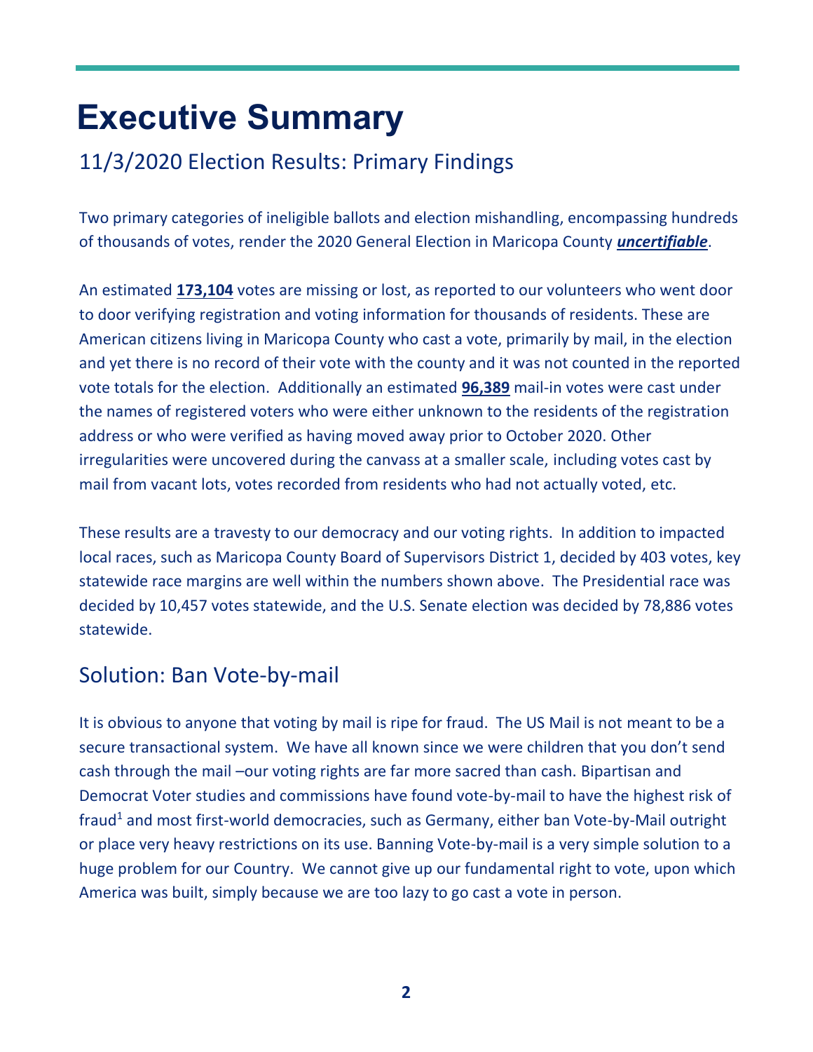# Executive Summary

## 11/3/2020 Election Results: Primary Findings

Two primary categories of ineligible ballots and election mishandling, encompassing hundreds of thousands of votes, render the 2020 General Election in Maricopa County ***uncertifiable***.

An estimated **173,104** votes are missing or lost, as reported to our volunteers who went door to door verifying registration and voting information for thousands of residents. These are American citizens living in Maricopa County who cast a vote, primarily by mail, in the election and yet there is no record of their vote with the county and it was not counted in the reported vote totals for the election. Additionally an estimated **96,389** mail-in votes were cast under the names of registered voters who were either unknown to the residents of the registration address or who were verified as having moved away prior to October 2020. Other irregularities were uncovered during the canvass at a smaller scale, including votes cast by mail from vacant lots, votes recorded from residents who had not actually voted, etc.

These results are a travesty to our democracy and our voting rights. In addition to impacted local races, such as Maricopa County Board of Supervisors District 1, decided by 403 votes, key statewide race margins are well within the numbers shown above. The Presidential race was decided by 10,457 votes statewide, and the U.S. Senate election was decided by 78,886 votes statewide.

## Solution: Ban Vote-by-mail

It is obvious to anyone that voting by mail is ripe for fraud. The US Mail is not meant to be a secure transactional system. We have all known since we were children that you don't send cash through the mail –our voting rights are far more sacred than cash. Bipartisan and Democrat Voter studies and commissions have found vote-by-mail to have the highest risk of fraud[1] and most first-world democracies, such as Germany, either ban Vote-by-Mail outright or place very heavy restrictions on its use. Banning Vote-by-mail is a very simple solution to a huge problem for our Country. We cannot give up our fundamental right to vote, upon which America was built, simply because we are too lazy to go cast a vote in person.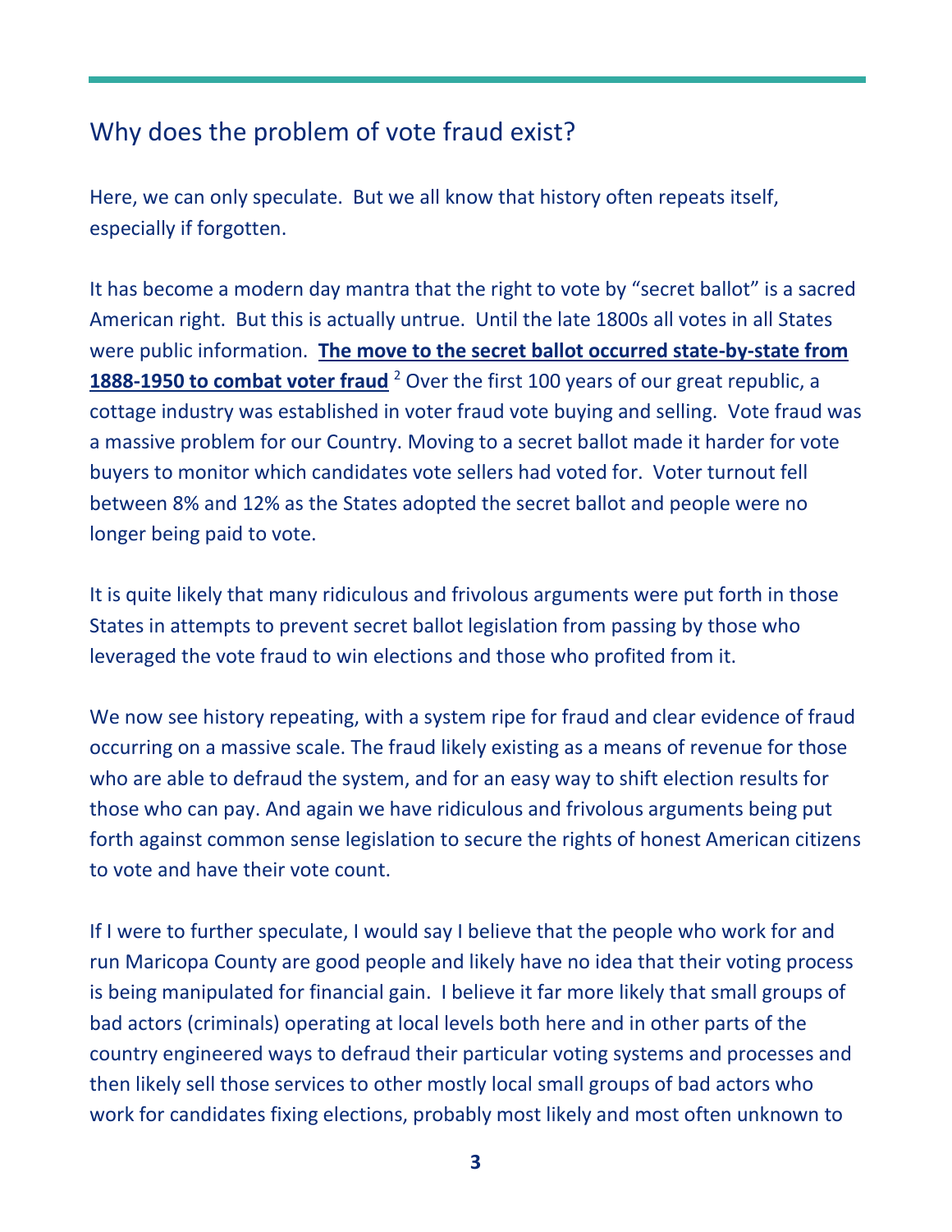## Why does the problem of vote fraud exist?

Here, we can only speculate. But we all know that history often repeats itself, especially if forgotten.

It has become a modern day mantra that the right to vote by "secret ballot" is a sacred American right. But this is actually untrue. Until the late 1800s all votes in all States were public information. **The move to the secret ballot occurred state-by-state from 1888-1950 to combat voter fraud** [2] Over the first 100 years of our great republic, a cottage industry was established in voter fraud vote buying and selling. Vote fraud was a massive problem for our Country. Moving to a secret ballot made it harder for vote buyers to monitor which candidates vote sellers had voted for. Voter turnout fell between 8% and 12% as the States adopted the secret ballot and people were no longer being paid to vote.

It is quite likely that many ridiculous and frivolous arguments were put forth in those States in attempts to prevent secret ballot legislation from passing by those who leveraged the vote fraud to win elections and those who profited from it.

We now see history repeating, with a system ripe for fraud and clear evidence of fraud occurring on a massive scale. The fraud likely existing as a means of revenue for those who are able to defraud the system, and for an easy way to shift election results for those who can pay. And again we have ridiculous and frivolous arguments being put forth against common sense legislation to secure the rights of honest American citizens to vote and have their vote count.

If I were to further speculate, I would say I believe that the people who work for and run Maricopa County are good people and likely have no idea that their voting process is being manipulated for financial gain. I believe it far more likely that small groups of bad actors (criminals) operating at local levels both here and in other parts of the country engineered ways to defraud their particular voting systems and processes and then likely sell those services to other mostly local small groups of bad actors who work for candidates fixing elections, probably most likely and most often unknown to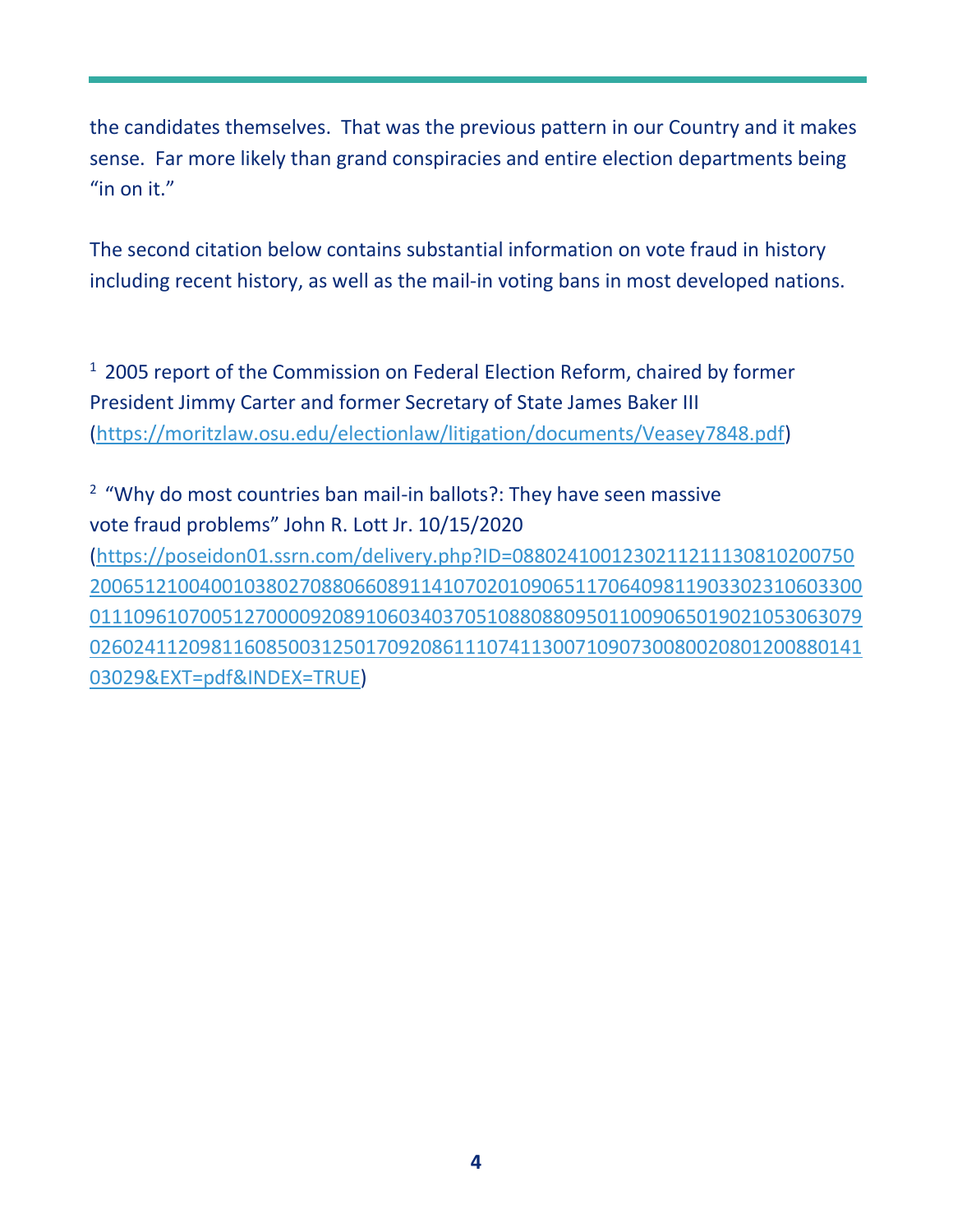the candidates themselves. That was the previous pattern in our Country and it makes sense. Far more likely than grand conspiracies and entire election departments being "in on it."

The second citation below contains substantial information on vote fraud in history including recent history, as well as the mail-in voting bans in most developed nations.

[1] 2005 report of the Commission on Federal Election Reform, chaired by former President Jimmy Carter and former Secretary of State James Baker III (https://moritzlaw.osu.edu/electionlaw/litigation/documents/Veasey7848.pdf)

[2] "Why do most countries ban mail-in ballots?: They have seen massive vote fraud problems" John R. Lott Jr. 10/15/2020 (https://poseidon01.ssrn.com/delivery.php?ID=088024100123021121113081020075020065121004001038027088066089114107020109065117064098119033023106033000111096107005127000092089106034037051088088095011009065019021053063079026024112098116085003125017092086111074113007109073008002080120088014103029&EXT=pdf&INDEX=TRUE)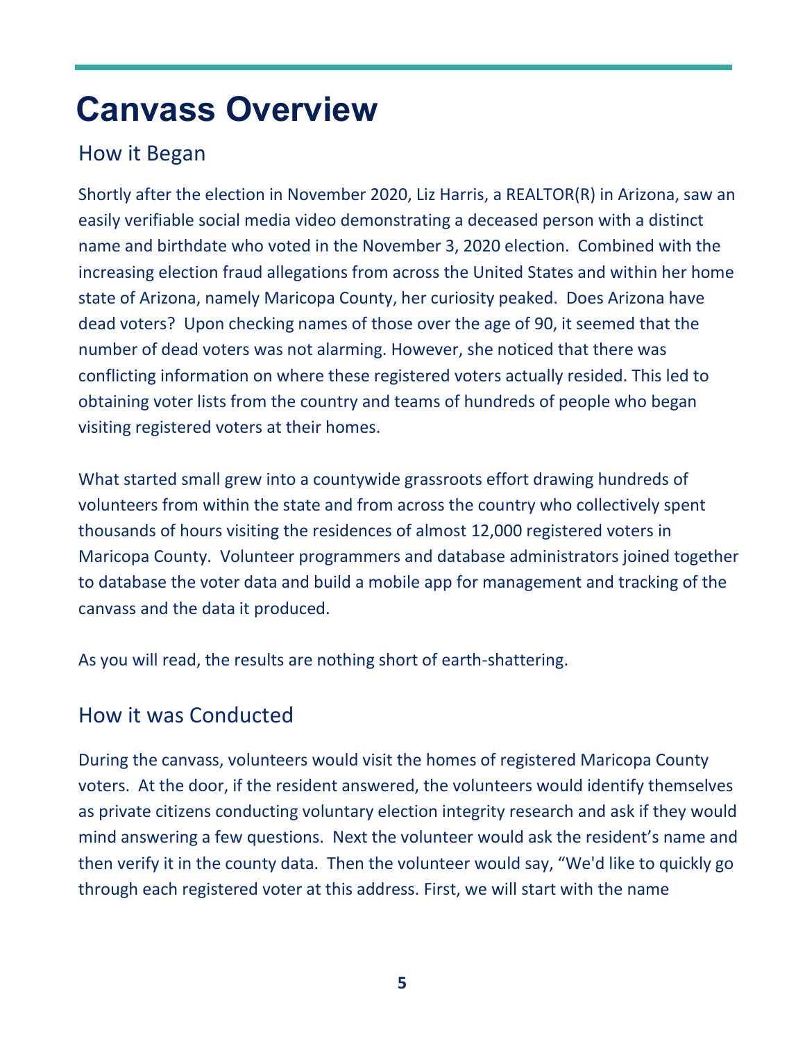# Canvass Overview

## How it Began

Shortly after the election in November 2020, Liz Harris, a REALTOR(R) in Arizona, saw an easily verifiable social media video demonstrating a deceased person with a distinct name and birthdate who voted in the November 3, 2020 election. Combined with the increasing election fraud allegations from across the United States and within her home state of Arizona, namely Maricopa County, her curiosity peaked. Does Arizona have dead voters? Upon checking names of those over the age of 90, it seemed that the number of dead voters was not alarming. However, she noticed that there was conflicting information on where these registered voters actually resided. This led to obtaining voter lists from the country and teams of hundreds of people who began visiting registered voters at their homes.

What started small grew into a countywide grassroots effort drawing hundreds of volunteers from within the state and from across the country who collectively spent thousands of hours visiting the residences of almost 12,000 registered voters in Maricopa County. Volunteer programmers and database administrators joined together to database the voter data and build a mobile app for management and tracking of the canvass and the data it produced.

As you will read, the results are nothing short of earth-shattering.

## How it was Conducted

During the canvass, volunteers would visit the homes of registered Maricopa County voters. At the door, if the resident answered, the volunteers would identify themselves as private citizens conducting voluntary election integrity research and ask if they would mind answering a few questions. Next the volunteer would ask the resident's name and then verify it in the county data. Then the volunteer would say, "We'd like to quickly go through each registered voter at this address. First, we will start with the name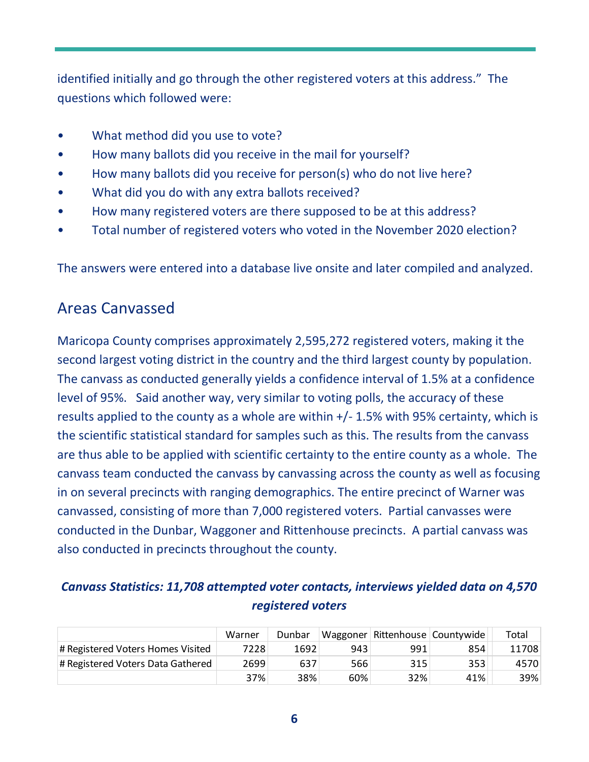identified initially and go through the other registered voters at this address." The questions which followed were:

- What method did you use to vote?
- How many ballots did you receive in the mail for yourself?
- How many ballots did you receive for person(s) who do not live here?
- What did you do with any extra ballots received?
- How many registered voters are there supposed to be at this address?
- Total number of registered voters who voted in the November 2020 election?

The answers were entered into a database live onsite and later compiled and analyzed.

## Areas Canvassed

Maricopa County comprises approximately 2,595,272 registered voters, making it the second largest voting district in the country and the third largest county by population. The canvass as conducted generally yields a confidence interval of 1.5% at a confidence level of 95%. Said another way, very similar to voting polls, the accuracy of these results applied to the county as a whole are within +/- 1.5% with 95% certainty, which is the scientific statistical standard for samples such as this. The results from the canvass are thus able to be applied with scientific certainty to the entire county as a whole. The canvass team conducted the canvass by canvassing across the county as well as focusing in on several precincts with ranging demographics. The entire precinct of Warner was canvassed, consisting of more than 7,000 registered voters. Partial canvasses were conducted in the Dunbar, Waggoner and Rittenhouse precincts. A partial canvass was also conducted in precincts throughout the county.

***Canvass Statistics: 11,708 attempted voter contacts, interviews yielded data on 4,570 registered voters***

| | Warner | Dunbar | Waggoner | Rittenhouse | Countywide | Total |
|---|---|---|---|---|---|---|
| # Registered Voters Homes Visited | 7228 | 1692 | 943 | 991 | 854 | 11708 |
| # Registered Voters Data Gathered | 2699 | 637 | 566 | 315 | 353 | 4570 |
| | 37% | 38% | 60% | 32% | 41% | 39% |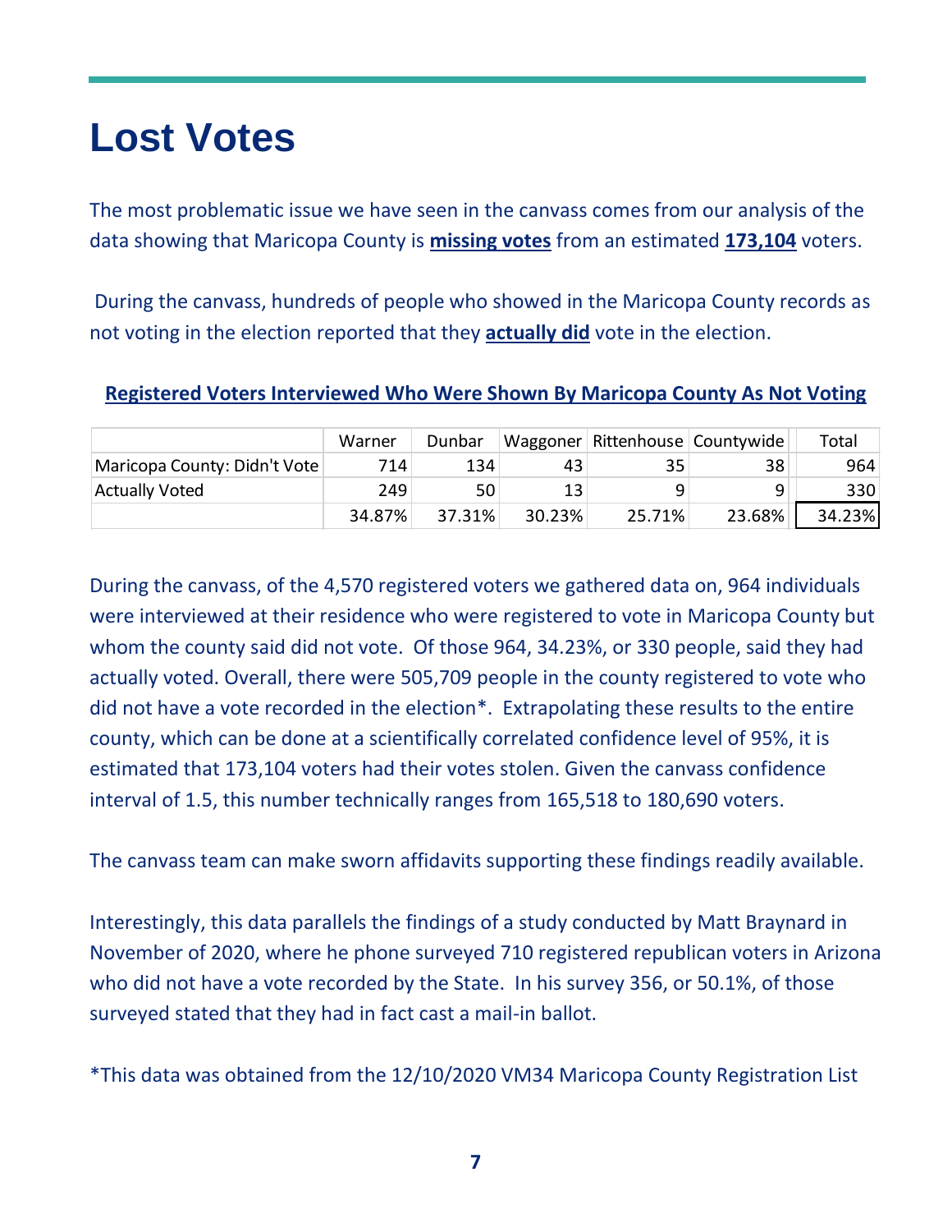# Lost Votes

The most problematic issue we have seen in the canvass comes from our analysis of the data showing that Maricopa County is **missing votes** from an estimated **173,104** voters.

During the canvass, hundreds of people who showed in the Maricopa County records as not voting in the election reported that they **actually did** vote in the election.

**Registered Voters Interviewed Who Were Shown By Maricopa County As Not Voting**

| | Warner | Dunbar | Waggoner | Rittenhouse | Countywide | Total |
|---|---|---|---|---|---|---|
| Maricopa County: Didn't Vote | 714 | 134 | 43 | 35 | 38 | 964 |
| Actually Voted | 249 | 50 | 13 | 9 | 9 | 330 |
| | 34.87% | 37.31% | 30.23% | 25.71% | 23.68% | 34.23% |

During the canvass, of the 4,570 registered voters we gathered data on, 964 individuals were interviewed at their residence who were registered to vote in Maricopa County but whom the county said did not vote. Of those 964, 34.23%, or 330 people, said they had actually voted. Overall, there were 505,709 people in the county registered to vote who did not have a vote recorded in the election*. Extrapolating these results to the entire county, which can be done at a scientifically correlated confidence level of 95%, it is estimated that 173,104 voters had their votes stolen. Given the canvass confidence interval of 1.5, this number technically ranges from 165,518 to 180,690 voters.

The canvass team can make sworn affidavits supporting these findings readily available.

Interestingly, this data parallels the findings of a study conducted by Matt Braynard in November of 2020, where he phone surveyed 710 registered republican voters in Arizona who did not have a vote recorded by the State. In his survey 356, or 50.1%, of those surveyed stated that they had in fact cast a mail-in ballot.

*This data was obtained from the 12/10/2020 VM34 Maricopa County Registration List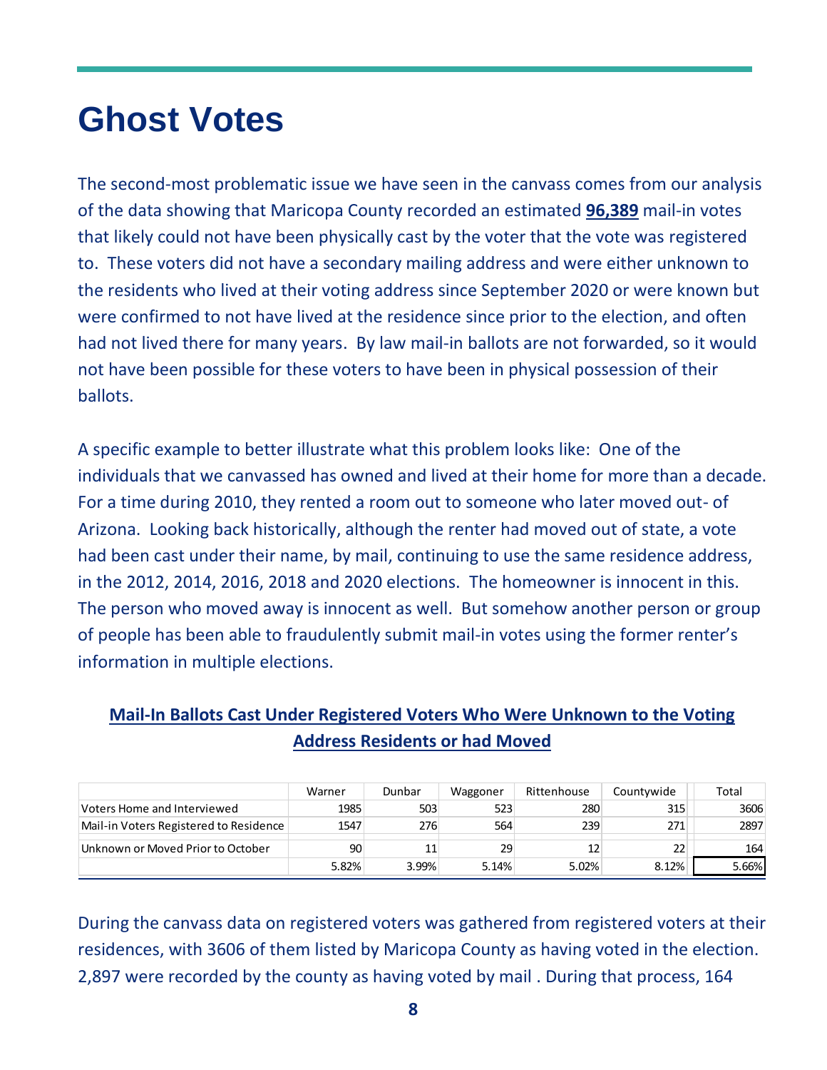# Ghost Votes

The second-most problematic issue we have seen in the canvass comes from our analysis of the data showing that Maricopa County recorded an estimated **96,389** mail-in votes that likely could not have been physically cast by the voter that the vote was registered to. These voters did not have a secondary mailing address and were either unknown to the residents who lived at their voting address since September 2020 or were known but were confirmed to not have lived at the residence since prior to the election, and often had not lived there for many years. By law mail-in ballots are not forwarded, so it would not have been possible for these voters to have been in physical possession of their ballots.

A specific example to better illustrate what this problem looks like: One of the individuals that we canvassed has owned and lived at their home for more than a decade. For a time during 2010, they rented a room out to someone who later moved out- of Arizona. Looking back historically, although the renter had moved out of state, a vote had been cast under their name, by mail, continuing to use the same residence address, in the 2012, 2014, 2016, 2018 and 2020 elections. The homeowner is innocent in this. The person who moved away is innocent as well. But somehow another person or group of people has been able to fraudulently submit mail-in votes using the former renter's information in multiple elections.

**Mail-In Ballots Cast Under Registered Voters Who Were Unknown to the Voting Address Residents or had Moved**

| | Warner | Dunbar | Waggoner | Rittenhouse | Countywide | Total |
|---|---|---|---|---|---|---|
| Voters Home and Interviewed | 1985 | 503 | 523 | 280 | 315 | 3606 |
| Mail-in Voters Registered to Residence | 1547 | 276 | 564 | 239 | 271 | 2897 |
| Unknown or Moved Prior to October | 90 | 11 | 29 | 12 | 22 | 164 |
| | 5.82% | 3.99% | 5.14% | 5.02% | 8.12% | 5.66% |

During the canvass data on registered voters was gathered from registered voters at their residences, with 3606 of them listed by Maricopa County as having voted in the election. 2,897 were recorded by the county as having voted by mail . During that process, 164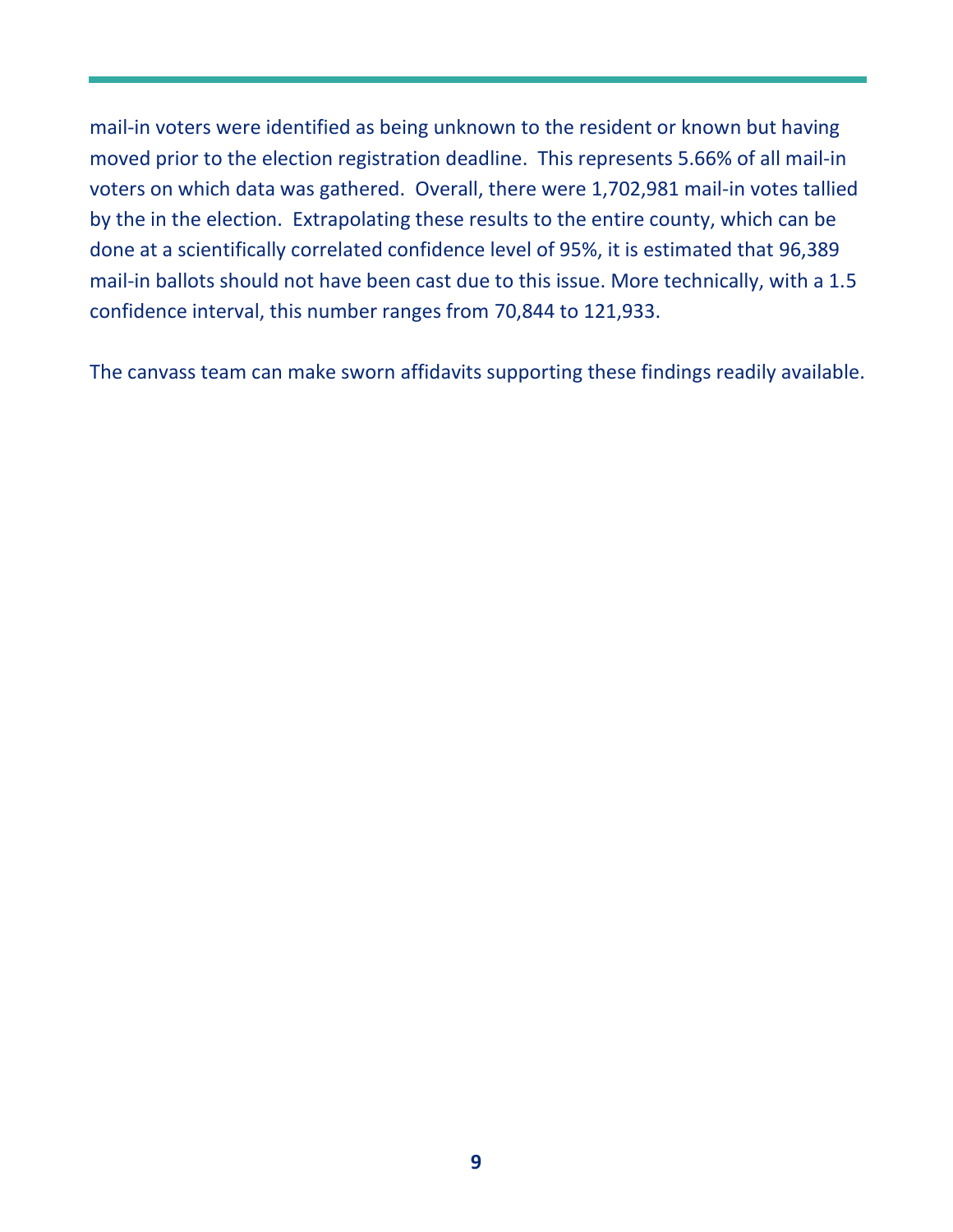mail-in voters were identified as being unknown to the resident or known but having moved prior to the election registration deadline. This represents 5.66% of all mail-in voters on which data was gathered. Overall, there were 1,702,981 mail-in votes tallied by the in the election. Extrapolating these results to the entire county, which can be done at a scientifically correlated confidence level of 95%, it is estimated that 96,389 mail-in ballots should not have been cast due to this issue. More technically, with a 1.5 confidence interval, this number ranges from 70,844 to 121,933.

The canvass team can make sworn affidavits supporting these findings readily available.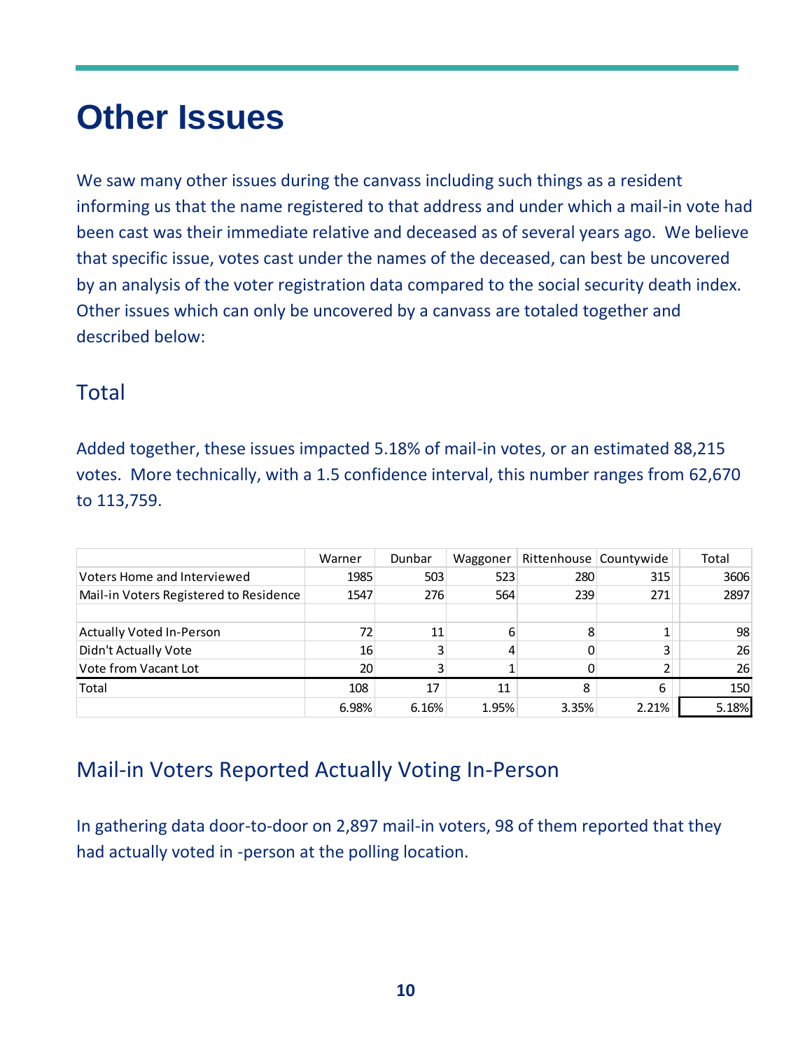# Other Issues

We saw many other issues during the canvass including such things as a resident informing us that the name registered to that address and under which a mail-in vote had been cast was their immediate relative and deceased as of several years ago. We believe that specific issue, votes cast under the names of the deceased, can best be uncovered by an analysis of the voter registration data compared to the social security death index. Other issues which can only be uncovered by a canvass are totaled together and described below:

## Total

Added together, these issues impacted 5.18% of mail-in votes, or an estimated 88,215 votes. More technically, with a 1.5 confidence interval, this number ranges from 62,670 to 113,759.

| | Warner | Dunbar | Waggoner | Rittenhouse | Countywide | Total |
|---|---|---|---|---|---|---|
| Voters Home and Interviewed | 1985 | 503 | 523 | 280 | 315 | 3606 |
| Mail-in Voters Registered to Residence | 1547 | 276 | 564 | 239 | 271 | 2897 |
| | | | | | | |
| Actually Voted In-Person | 72 | 11 | 6 | 8 | 1 | 98 |
| Didn't Actually Vote | 16 | 3 | 4 | 0 | 3 | 26 |
| Vote from Vacant Lot | 20 | 3 | 1 | 0 | 2 | 26 |
| Total | 108 | 17 | 11 | 8 | 6 | 150 |
| | 6.98% | 6.16% | 1.95% | 3.35% | 2.21% | 5.18% |

## Mail-in Voters Reported Actually Voting In-Person

In gathering data door-to-door on 2,897 mail-in voters, 98 of them reported that they had actually voted in -person at the polling location.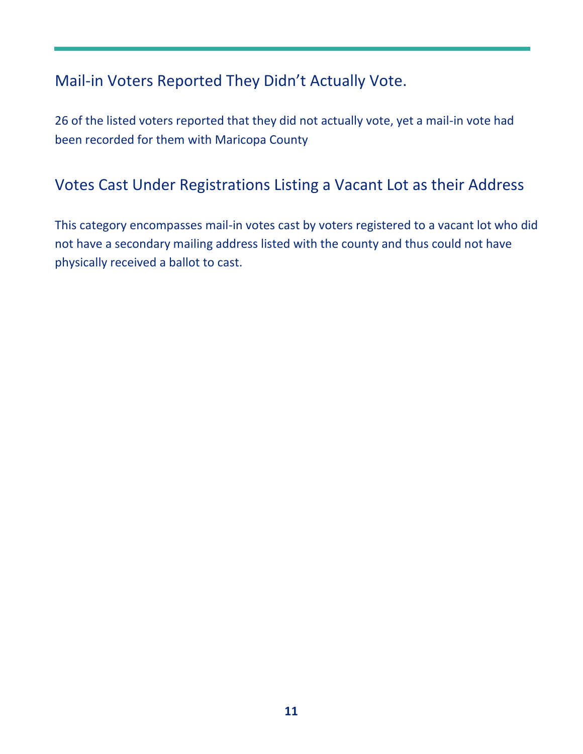## Mail-in Voters Reported They Didn’t Actually Vote.

26 of the listed voters reported that they did not actually vote, yet a mail-in vote had been recorded for them with Maricopa County

## Votes Cast Under Registrations Listing a Vacant Lot as their Address

This category encompasses mail-in votes cast by voters registered to a vacant lot who did not have a secondary mailing address listed with the county and thus could not have physically received a ballot to cast.